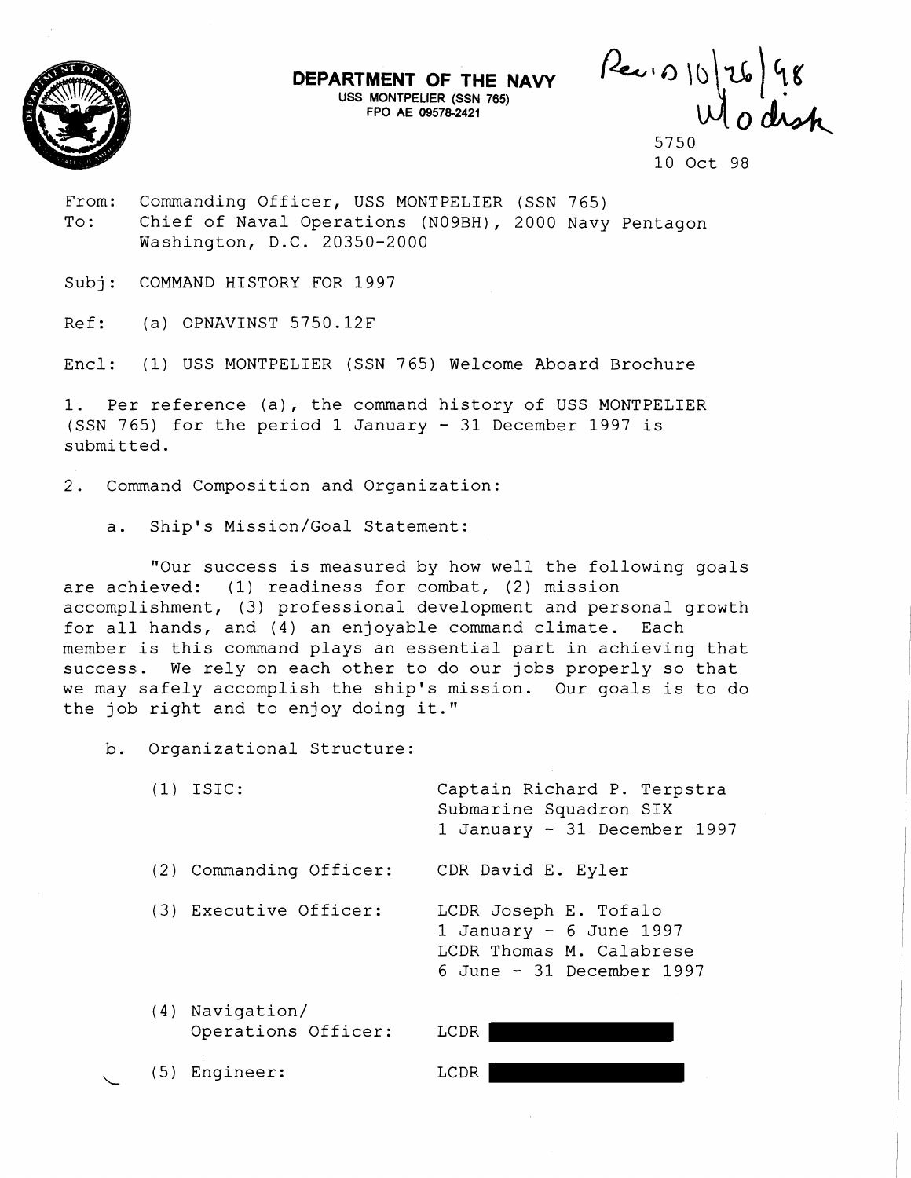**DEPARTMENT OF THE NAVY**
USS MONTPELIER (SSN 765)
FPO AE 09578-2421

Rec'd 10/26/98
W/o disk

5750
10 Oct 98

From: Commanding Officer, USS MONTPELIER (SSN 765)
To: Chief of Naval Operations (N09BH), 2000 Navy Pentagon
Washington, D.C. 20350-2000

Subj: COMMAND HISTORY FOR 1997

Ref: (a) OPNAVINST 5750.12F

Encl: (1) USS MONTPELIER (SSN 765) Welcome Aboard Brochure

1. Per reference (a), the command history of USS MONTPELIER (SSN 765) for the period 1 January - 31 December 1997 is submitted.

2. Command Composition and Organization:

   a. Ship's Mission/Goal Statement:

      "Our success is measured by how well the following goals are achieved: (1) readiness for combat, (2) mission accomplishment, (3) professional development and personal growth for all hands, and (4) an enjoyable command climate. Each member is this command plays an essential part in achieving that success. We rely on each other to do our jobs properly so that we may safely accomplish the ship's mission. Our goals is to do the job right and to enjoy doing it."

   b. Organizational Structure:

      (1) ISIC: Captain Richard P. Terpstra
      Submarine Squadron SIX
      1 January - 31 December 1997

      (2) Commanding Officer: CDR David E. Eyler

      (3) Executive Officer: LCDR Joseph E. Tofalo
      1 January - 6 June 1997
      LCDR Thomas M. Calabrese
      6 June - 31 December 1997

      (4) Navigation/Operations Officer: LCDR [REDACTED]

      (5) Engineer: LCDR [REDACTED]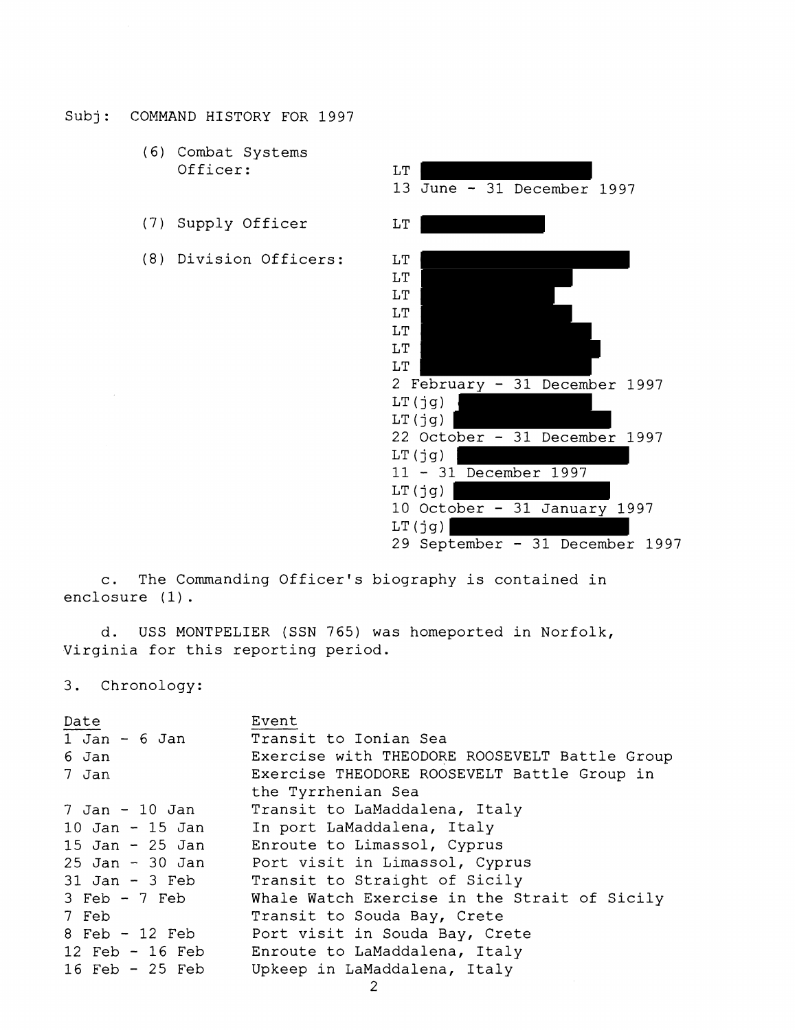Subj: COMMAND HISTORY FOR 1997

(6) Combat Systems Officer: LT [REDACTED]
13 June - 31 December 1997

(7) Supply Officer LT [REDACTED]

(8) Division Officers:
LT [REDACTED]
LT [REDACTED]
LT [REDACTED]
LT [REDACTED]
LT [REDACTED]
LT [REDACTED]
LT [REDACTED]
2 February - 31 December 1997
LT(jg) [REDACTED]
LT(jg) [REDACTED]
22 October - 31 December 1997
LT(jg) [REDACTED]
11 - 31 December 1997
LT(jg) [REDACTED]
10 October - 31 January 1997
LT(jg) [REDACTED]
29 September - 31 December 1997

c. The Commanding Officer's biography is contained in enclosure (1).

d. USS MONTPELIER (SSN 765) was homeported in Norfolk, Virginia for this reporting period.

3. Chronology:

| Date | Event |
|---|---|
| 1 Jan - 6 Jan | Transit to Ionian Sea |
| 6 Jan | Exercise with THEODORE ROOSEVELT Battle Group |
| 7 Jan | Exercise THEODORE ROOSEVELT Battle Group in the Tyrrhenian Sea |
| 7 Jan - 10 Jan | Transit to LaMaddalena, Italy |
| 10 Jan - 15 Jan | In port LaMaddalena, Italy |
| 15 Jan - 25 Jan | Enroute to Limassol, Cyprus |
| 25 Jan - 30 Jan | Port visit in Limassol, Cyprus |
| 31 Jan - 3 Feb | Transit to Straight of Sicily |
| 3 Feb - 7 Feb | Whale Watch Exercise in the Strait of Sicily |
| 7 Feb | Transit to Souda Bay, Crete |
| 8 Feb - 12 Feb | Port visit in Souda Bay, Crete |
| 12 Feb - 16 Feb | Enroute to LaMaddalena, Italy |
| 16 Feb - 25 Feb | Upkeep in LaMaddalena, Italy |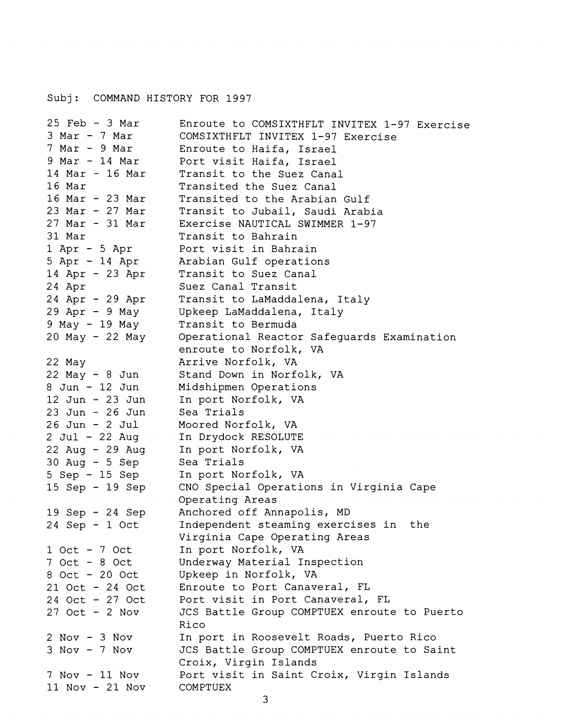Subj: COMMAND HISTORY FOR 1997

| | |
|---|---|
| 25 Feb - 3 Mar | Enroute to COMSIXTHFLT INVITEX 1-97 Exercise |
| 3 Mar - 7 Mar | COMSIXTHFLT INVITEX 1-97 Exercise |
| 7 Mar - 9 Mar | Enroute to Haifa, Israel |
| 9 Mar - 14 Mar | Port visit Haifa, Israel |
| 14 Mar - 16 Mar | Transit to the Suez Canal |
| 16 Mar | Transited the Suez Canal |
| 16 Mar - 23 Mar | Transited to the Arabian Gulf |
| 23 Mar - 27 Mar | Transit to Jubail, Saudi Arabia |
| 27 Mar - 31 Mar | Exercise NAUTICAL SWIMMER 1-97 |
| 31 Mar | Transit to Bahrain |
| 1 Apr - 5 Apr | Port visit in Bahrain |
| 5 Apr - 14 Apr | Arabian Gulf operations |
| 14 Apr - 23 Apr | Transit to Suez Canal |
| 24 Apr | Suez Canal Transit |
| 24 Apr - 29 Apr | Transit to LaMaddalena, Italy |
| 29 Apr - 9 May | Upkeep LaMaddalena, Italy |
| 9 May - 19 May | Transit to Bermuda |
| 20 May - 22 May | Operational Reactor Safeguards Examination enroute to Norfolk, VA |
| 22 May | Arrive Norfolk, VA |
| 22 May - 8 Jun | Stand Down in Norfolk, VA |
| 8 Jun - 12 Jun | Midshipmen Operations |
| 12 Jun - 23 Jun | In port Norfolk, VA |
| 23 Jun - 26 Jun | Sea Trials |
| 26 Jun - 2 Jul | Moored Norfolk, VA |
| 2 Jul - 22 Aug | In Drydock RESOLUTE |
| 22 Aug - 29 Aug | In port Norfolk, VA |
| 30 Aug - 5 Sep | Sea Trials |
| 5 Sep - 15 Sep | In port Norfolk, VA |
| 15 Sep - 19 Sep | CNO Special Operations in Virginia Cape Operating Areas |
| 19 Sep - 24 Sep | Anchored off Annapolis, MD |
| 24 Sep - 1 Oct | Independent steaming exercises in the Virginia Cape Operating Areas |
| 1 Oct - 7 Oct | In port Norfolk, VA |
| 7 Oct - 8 Oct | Underway Material Inspection |
| 8 Oct - 20 Oct | Upkeep in Norfolk, VA |
| 21 Oct - 24 Oct | Enroute to Port Canaveral, FL |
| 24 Oct - 27 Oct | Port visit in Port Canaveral, FL |
| 27 Oct - 2 Nov | JCS Battle Group COMPTUEX enroute to Puerto Rico |
| 2 Nov - 3 Nov | In port in Roosevelt Roads, Puerto Rico |
| 3 Nov - 7 Nov | JCS Battle Group COMPTUEX enroute to Saint Croix, Virgin Islands |
| 7 Nov - 11 Nov | Port visit in Saint Croix, Virgin Islands |
| 11 Nov - 21 Nov | COMPTUEX |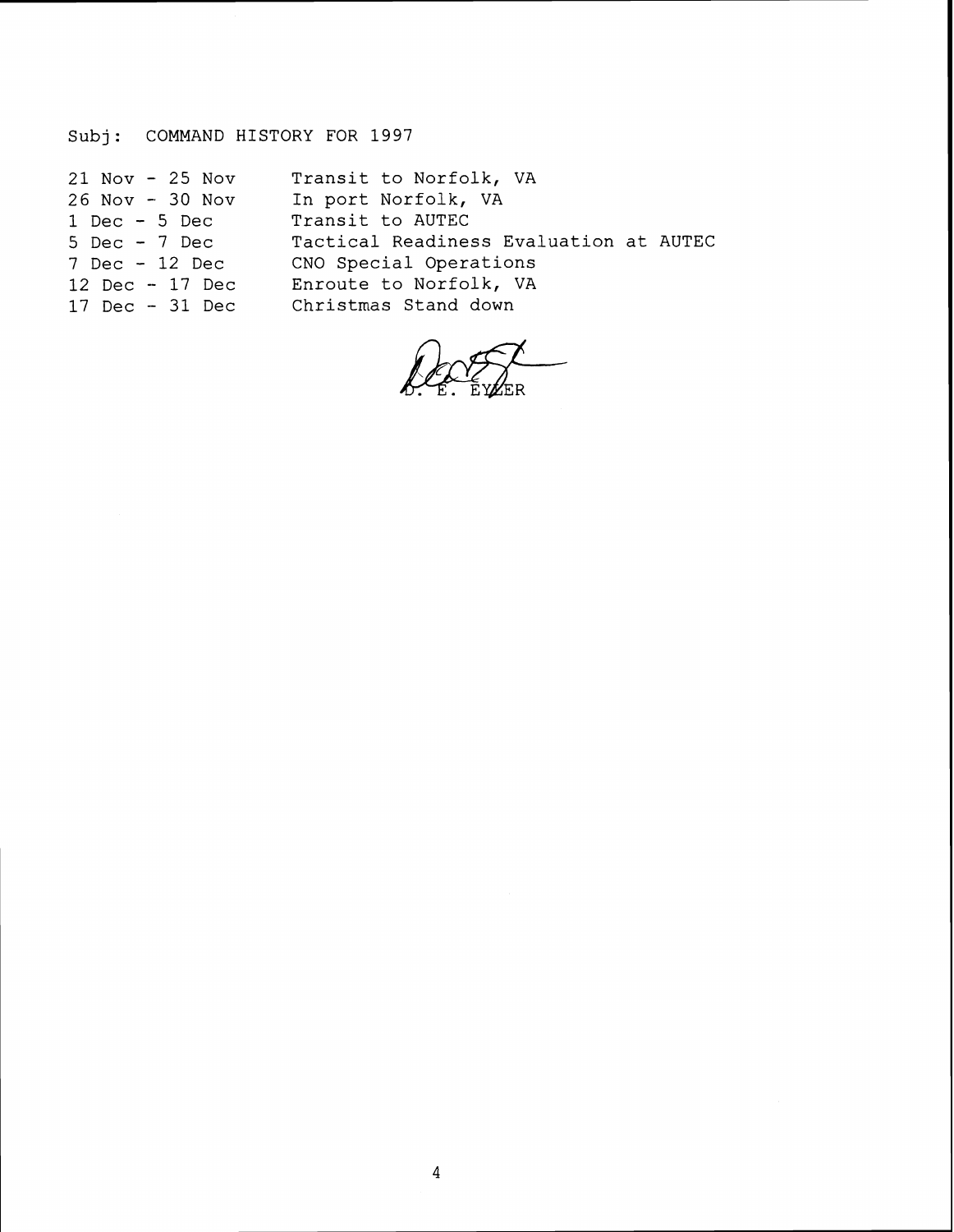Subj: COMMAND HISTORY FOR 1997

| | |
|---|---|
| 21 Nov - 25 Nov | Transit to Norfolk, VA |
| 26 Nov - 30 Nov | In port Norfolk, VA |
| 1 Dec - 5 Dec | Transit to AUTEC |
| 5 Dec - 7 Dec | Tactical Readiness Evaluation at AUTEC |
| 7 Dec - 12 Dec | CNO Special Operations |
| 12 Dec - 17 Dec | Enroute to Norfolk, VA |
| 17 Dec - 31 Dec | Christmas Stand down |

D. E. EYLER